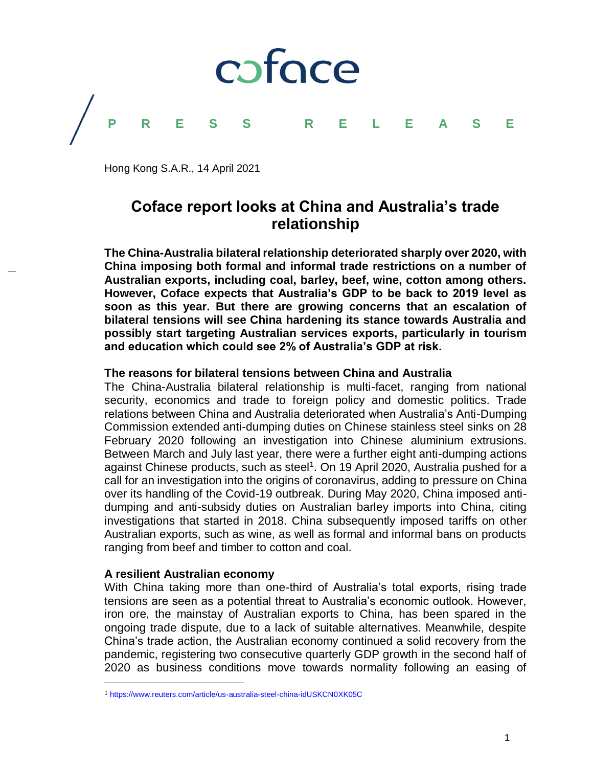coface

P R E S S   R E L E A S E

Hong Kong S.A.R., 14 April 2021

# Coface report looks at China and Australia's trade relationship

**The China-Australia bilateral relationship deteriorated sharply over 2020, with China imposing both formal and informal trade restrictions on a number of Australian exports, including coal, barley, beef, wine, cotton among others. However, Coface expects that Australia's GDP to be back to 2019 level as soon as this year. But there are growing concerns that an escalation of bilateral tensions will see China hardening its stance towards Australia and possibly start targeting Australian services exports, particularly in tourism and education which could see 2% of Australia's GDP at risk.**

### The reasons for bilateral tensions between China and Australia

The China-Australia bilateral relationship is multi-facet, ranging from national security, economics and trade to foreign policy and domestic politics. Trade relations between China and Australia deteriorated when Australia's Anti-Dumping Commission extended anti-dumping duties on Chinese stainless steel sinks on 28 February 2020 following an investigation into Chinese aluminium extrusions. Between March and July last year, there were a further eight anti-dumping actions against Chinese products, such as steel[1]. On 19 April 2020, Australia pushed for a call for an investigation into the origins of coronavirus, adding to pressure on China over its handling of the Covid-19 outbreak. During May 2020, China imposed anti-dumping and anti-subsidy duties on Australian barley imports into China, citing investigations that started in 2018. China subsequently imposed tariffs on other Australian exports, such as wine, as well as formal and informal bans on products ranging from beef and timber to cotton and coal.

### A resilient Australian economy

With China taking more than one-third of Australia's total exports, rising trade tensions are seen as a potential threat to Australia's economic outlook. However, iron ore, the mainstay of Australian exports to China, has been spared in the ongoing trade dispute, due to a lack of suitable alternatives. Meanwhile, despite China's trade action, the Australian economy continued a solid recovery from the pandemic, registering two consecutive quarterly GDP growth in the second half of 2020 as business conditions move towards normality following an easing of

---

[1] https://www.reuters.com/article/us-australia-steel-china-idUSKCN0XK05C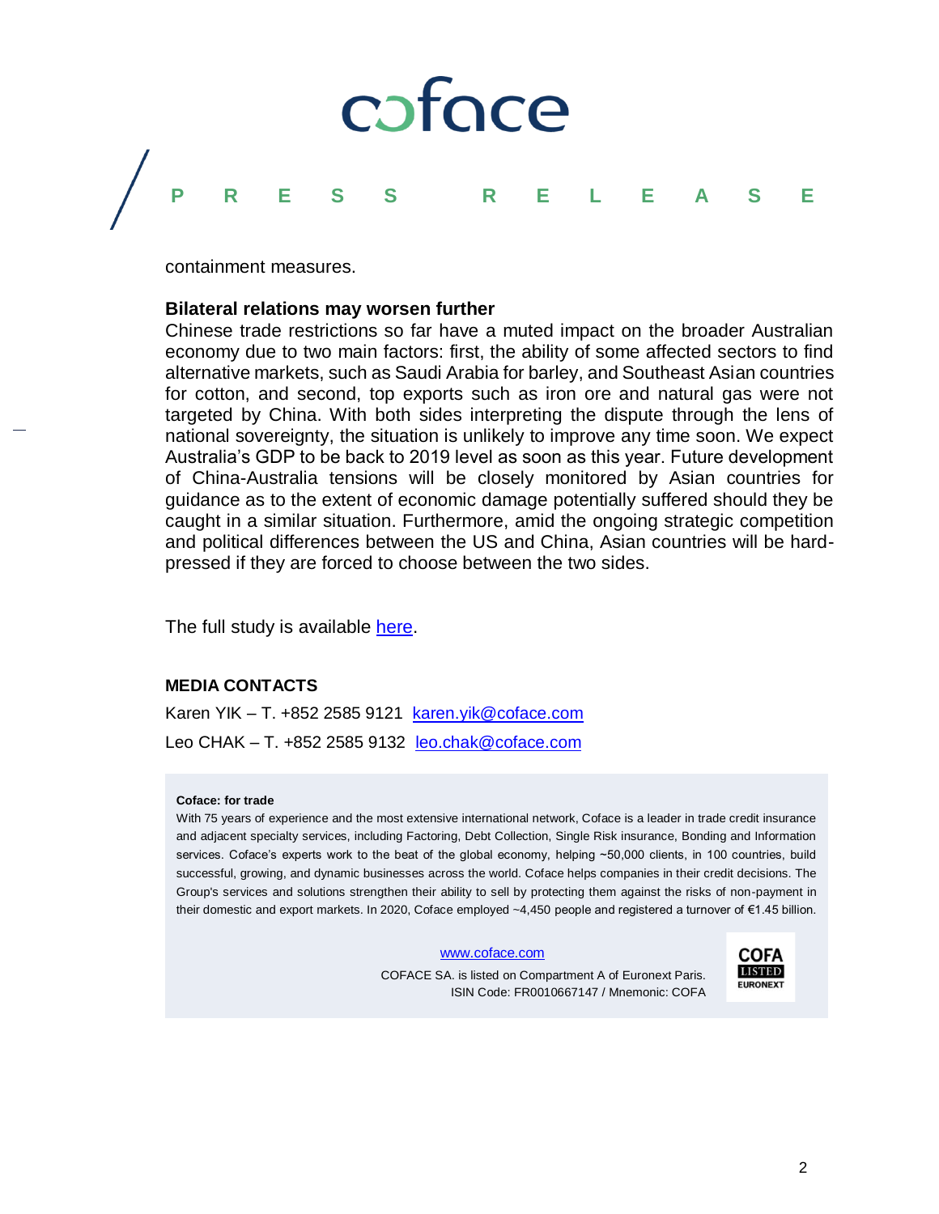containment measures.

**Bilateral relations may worsen further**

Chinese trade restrictions so far have a muted impact on the broader Australian economy due to two main factors: first, the ability of some affected sectors to find alternative markets, such as Saudi Arabia for barley, and Southeast Asian countries for cotton, and second, top exports such as iron ore and natural gas were not targeted by China. With both sides interpreting the dispute through the lens of national sovereignty, the situation is unlikely to improve any time soon. We expect Australia's GDP to be back to 2019 level as soon as this year. Future development of China-Australia tensions will be closely monitored by Asian countries for guidance as to the extent of economic damage potentially suffered should they be caught in a similar situation. Furthermore, amid the ongoing strategic competition and political differences between the US and China, Asian countries will be hard-pressed if they are forced to choose between the two sides.

The full study is available here.

**MEDIA CONTACTS**

Karen YIK – T. +852 2585 9121 karen.yik@coface.com

Leo CHAK – T. +852 2585 9132 leo.chak@coface.com

**Coface: for trade**

With 75 years of experience and the most extensive international network, Coface is a leader in trade credit insurance and adjacent specialty services, including Factoring, Debt Collection, Single Risk insurance, Bonding and Information services. Coface's experts work to the beat of the global economy, helping ~50,000 clients, in 100 countries, build successful, growing, and dynamic businesses across the world. Coface helps companies in their credit decisions. The Group's services and solutions strengthen their ability to sell by protecting them against the risks of non-payment in their domestic and export markets. In 2020, Coface employed ~4,450 people and registered a turnover of €1.45 billion.

www.coface.com

COFACE SA. is listed on Compartment A of Euronext Paris.
ISIN Code: FR0010667147 / Mnemonic: COFA

COFA LISTED EURONEXT